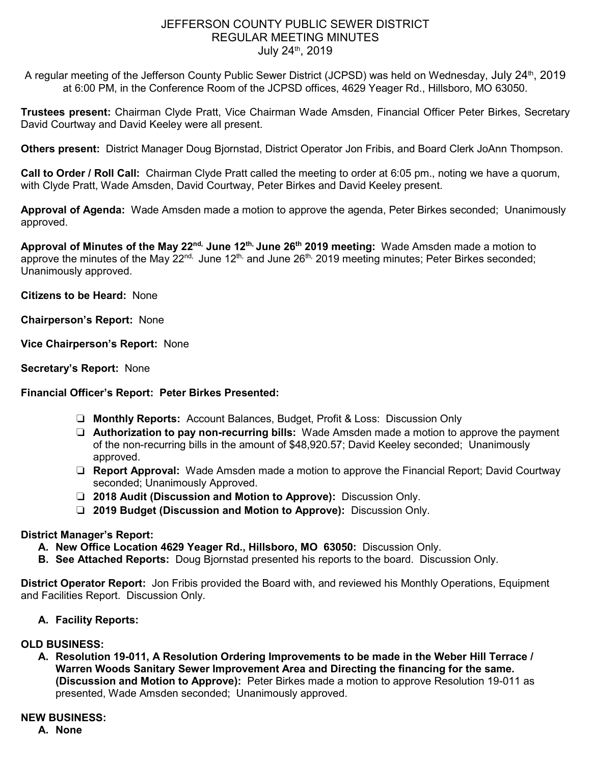# JEFFERSON COUNTY PUBLIC SEWER DISTRICT
## REGULAR MEETING MINUTES
### July 24th, 2019

A regular meeting of the Jefferson County Public Sewer District (JCPSD) was held on Wednesday, July 24th, 2019 at 6:00 PM, in the Conference Room of the JCPSD offices, 4629 Yeager Rd., Hillsboro, MO 63050.

**Trustees present:** Chairman Clyde Pratt, Vice Chairman Wade Amsden, Financial Officer Peter Birkes, Secretary David Courtway and David Keeley were all present.

**Others present:** District Manager Doug Bjornstad, District Operator Jon Fribis, and Board Clerk JoAnn Thompson.

**Call to Order / Roll Call:** Chairman Clyde Pratt called the meeting to order at 6:05 pm., noting we have a quorum, with Clyde Pratt, Wade Amsden, David Courtway, Peter Birkes and David Keeley present.

**Approval of Agenda:** Wade Amsden made a motion to approve the agenda, Peter Birkes seconded; Unanimously approved.

**Approval of Minutes of the May 22nd, June 12th, June 26th 2019 meeting:** Wade Amsden made a motion to approve the minutes of the May 22nd, June 12th, and June 26th, 2019 meeting minutes; Peter Birkes seconded; Unanimously approved.

**Citizens to be Heard:** None

**Chairperson's Report:** None

**Vice Chairperson's Report:** None

**Secretary's Report:** None

**Financial Officer's Report: Peter Birkes Presented:**

- **Monthly Reports:** Account Balances, Budget, Profit & Loss: Discussion Only
- **Authorization to pay non-recurring bills:** Wade Amsden made a motion to approve the payment of the non-recurring bills in the amount of $48,920.57; David Keeley seconded; Unanimously approved.
- **Report Approval:** Wade Amsden made a motion to approve the Financial Report; David Courtway seconded; Unanimously Approved.
- **2018 Audit (Discussion and Motion to Approve):** Discussion Only.
- **2019 Budget (Discussion and Motion to Approve):** Discussion Only.

**District Manager's Report:**

A. **New Office Location 4629 Yeager Rd., Hillsboro, MO 63050:** Discussion Only.
B. **See Attached Reports:** Doug Bjornstad presented his reports to the board. Discussion Only.

**District Operator Report:** Jon Fribis provided the Board with, and reviewed his Monthly Operations, Equipment and Facilities Report. Discussion Only.

A. **Facility Reports:**

**OLD BUSINESS:**

A. **Resolution 19-011, A Resolution Ordering Improvements to be made in the Weber Hill Terrace / Warren Woods Sanitary Sewer Improvement Area and Directing the financing for the same. (Discussion and Motion to Approve):** Peter Birkes made a motion to approve Resolution 19-011 as presented, Wade Amsden seconded; Unanimously approved.

**NEW BUSINESS:**

A. **None**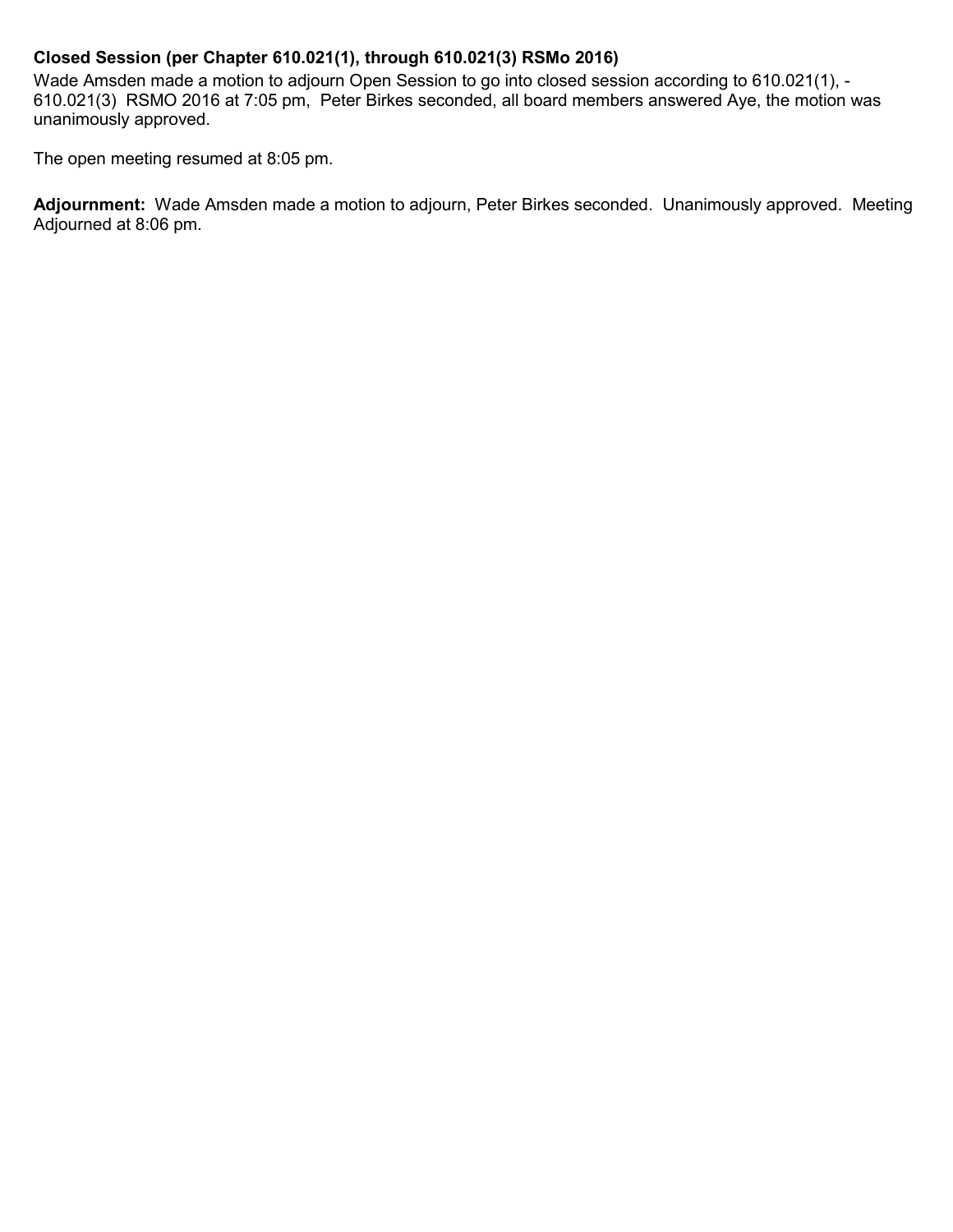**Closed Session (per Chapter 610.021(1), through 610.021(3) RSMo 2016)**

Wade Amsden made a motion to adjourn Open Session to go into closed session according to 610.021(1), - 610.021(3) RSMO 2016 at 7:05 pm, Peter Birkes seconded, all board members answered Aye, the motion was unanimously approved.

The open meeting resumed at 8:05 pm.

**Adjournment:** Wade Amsden made a motion to adjourn, Peter Birkes seconded. Unanimously approved. Meeting Adjourned at 8:06 pm.